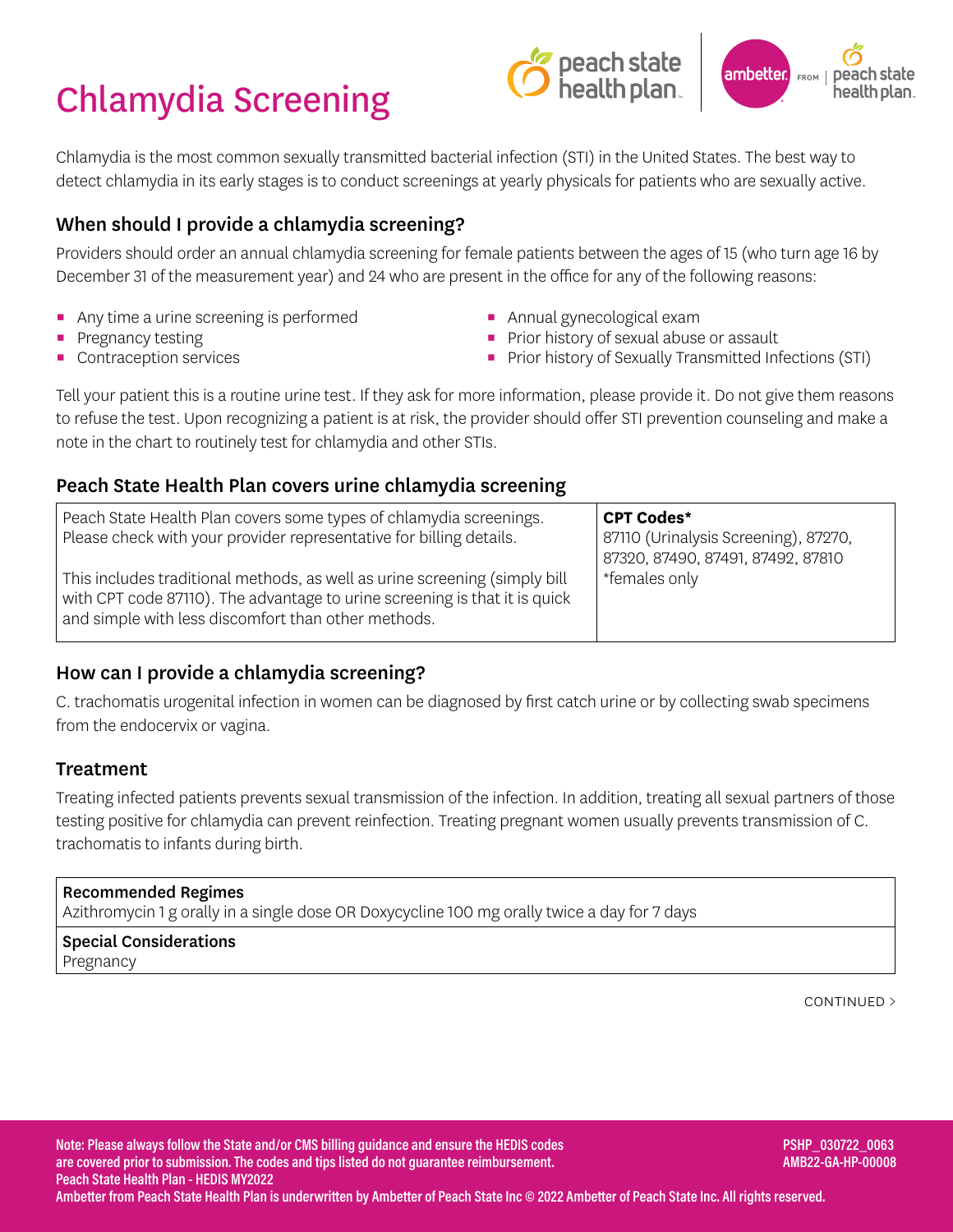# Chlamydia Screening

Chlamydia is the most common sexually transmitted bacterial infection (STI) in the United States. The best way to detect chlamydia in its early stages is to conduct screenings at yearly physicals for patients who are sexually active.

## When should I provide a chlamydia screening?

Providers should order an annual chlamydia screening for female patients between the ages of 15 (who turn age 16 by December 31 of the measurement year) and 24 who are present in the office for any of the following reasons:

- Any time a urine screening is performed
- Pregnancy testing
- Contraception services
- Annual gynecological exam
- Prior history of sexual abuse or assault
- Prior history of Sexually Transmitted Infections (STI)

Tell your patient this is a routine urine test. If they ask for more information, please provide it. Do not give them reasons to refuse the test. Upon recognizing a patient is at risk, the provider should offer STI prevention counseling and make a note in the chart to routinely test for chlamydia and other STIs.

## Peach State Health Plan covers urine chlamydia screening

| Peach State Health Plan covers some types of chlamydia screenings. Please check with your provider representative for billing details.<br><br>This includes traditional methods, as well as urine screening (simply bill with CPT code 87110). The advantage to urine screening is that it is quick and simple with less discomfort than other methods. | **CPT Codes***<br>87110 (Urinalysis Screening), 87270, 87320, 87490, 87491, 87492, 87810<br>*females only |
|---|---|

## How can I provide a chlamydia screening?

C. trachomatis urogenital infection in women can be diagnosed by first catch urine or by collecting swab specimens from the endocervix or vagina.

## Treatment

Treating infected patients prevents sexual transmission of the infection. In addition, treating all sexual partners of those testing positive for chlamydia can prevent reinfection. Treating pregnant women usually prevents transmission of C. trachomatis to infants during birth.

| **Recommended Regimes** |
|---|
| Azithromycin 1 g orally in a single dose OR Doxycycline 100 mg orally twice a day for 7 days |
| **Special Considerations** |
| Pregnancy |

CONTINUED >

Note: Please always follow the State and/or CMS billing guidance and ensure the HEDIS codes are covered prior to submission. The codes and tips listed do not guarantee reimbursement.
Peach State Health Plan - HEDIS MY2022

PSHP_030722_0063
AMB22-GA-HP-00008

Ambetter from Peach State Health Plan is underwritten by Ambetter of Peach State Inc © 2022 Ambetter of Peach State Inc. All rights reserved.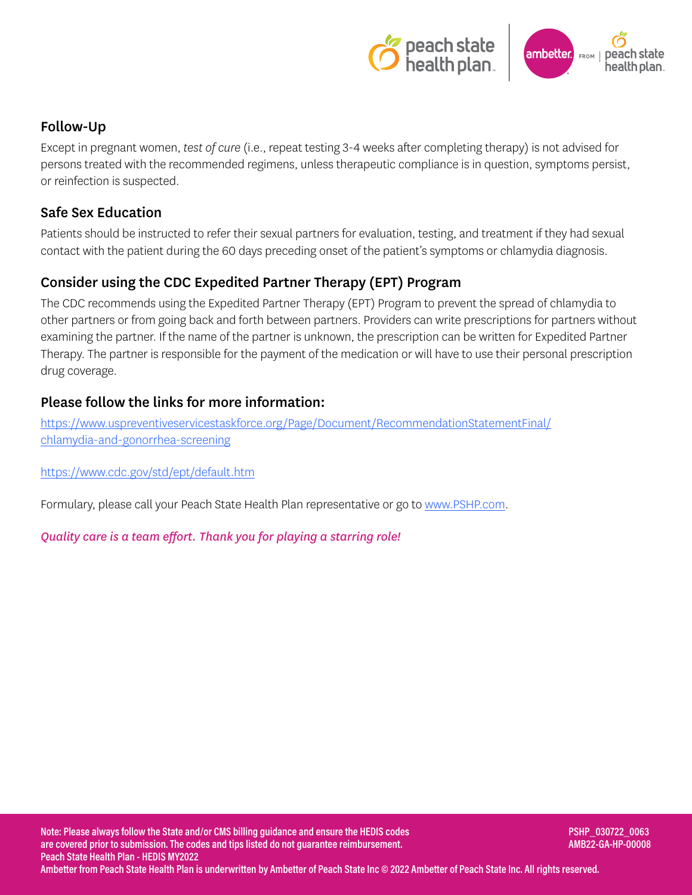## Follow-Up

Except in pregnant women, *test of cure* (i.e., repeat testing 3-4 weeks after completing therapy) is not advised for persons treated with the recommended regimens, unless therapeutic compliance is in question, symptoms persist, or reinfection is suspected.

## Safe Sex Education

Patients should be instructed to refer their sexual partners for evaluation, testing, and treatment if they had sexual contact with the patient during the 60 days preceding onset of the patient's symptoms or chlamydia diagnosis.

## Consider using the CDC Expedited Partner Therapy (EPT) Program

The CDC recommends using the Expedited Partner Therapy (EPT) Program to prevent the spread of chlamydia to other partners or from going back and forth between partners. Providers can write prescriptions for partners without examining the partner. If the name of the partner is unknown, the prescription can be written for Expedited Partner Therapy. The partner is responsible for the payment of the medication or will have to use their personal prescription drug coverage.

## Please follow the links for more information:

https://www.uspreventiveservicestaskforce.org/Page/Document/RecommendationStatementFinal/chlamydia-and-gonorrhea-screening

https://www.cdc.gov/std/ept/default.htm

Formulary, please call your Peach State Health Plan representative or go to www.PSHP.com.

*Quality care is a team effort. Thank you for playing a starring role!*

**Note: Please always follow the State and/or CMS billing guidance and ensure the HEDIS codes are covered prior to submission. The codes and tips listed do not guarantee reimbursement.**
**Peach State Health Plan - HEDIS MY2022**
**Ambetter from Peach State Health Plan is underwritten by Ambetter of Peach State Inc © 2022 Ambetter of Peach State Inc. All rights reserved.**

**PSHP_030722_0063**
**AMB22-GA-HP-00008**